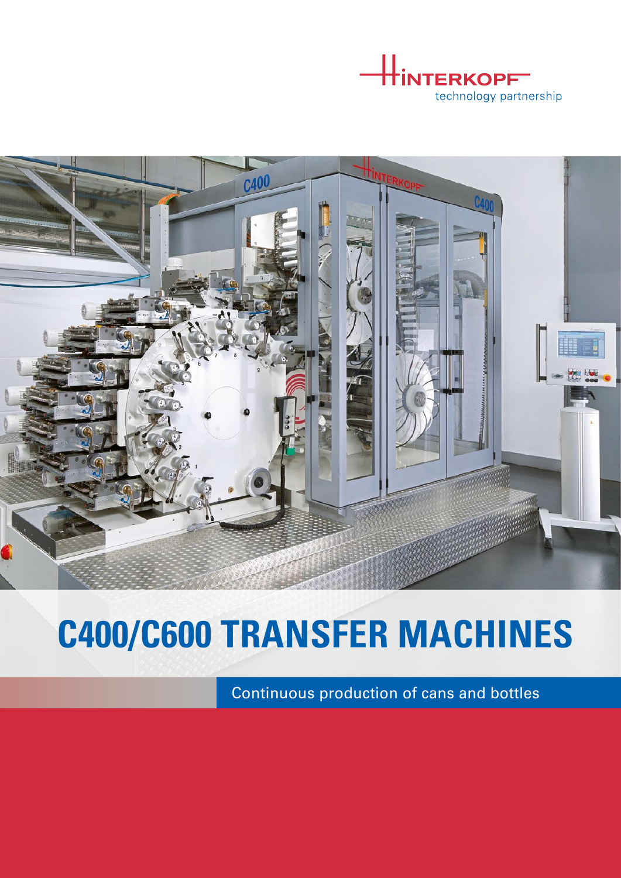HINTERKOPF
technology partnership

# C400/C600 TRANSFER MACHINES

Continuous production of cans and bottles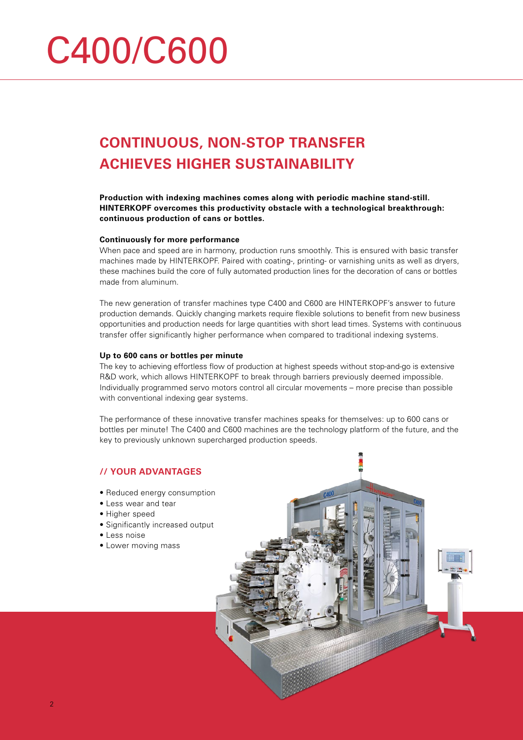# C400/C600

## CONTINUOUS, NON-STOP TRANSFER ACHIEVES HIGHER SUSTAINABILITY

**Production with indexing machines comes along with periodic machine stand-still. HINTERKOPF overcomes this productivity obstacle with a technological breakthrough: continuous production of cans or bottles.**

**Continuously for more performance**

When pace and speed are in harmony, production runs smoothly. This is ensured with basic transfer machines made by HINTERKOPF. Paired with coating-, printing- or varnishing units as well as dryers, these machines build the core of fully automated production lines for the decoration of cans or bottles made from aluminum.

The new generation of transfer machines type C400 and C600 are HINTERKOPF's answer to future production demands. Quickly changing markets require flexible solutions to benefit from new business opportunities and production needs for large quantities with short lead times. Systems with continuous transfer offer significantly higher performance when compared to traditional indexing systems.

**Up to 600 cans or bottles per minute**

The key to achieving effortless flow of production at highest speeds without stop-and-go is extensive R&D work, which allows HINTERKOPF to break through barriers previously deemed impossible. Individually programmed servo motors control all circular movements – more precise than possible with conventional indexing gear systems.

The performance of these innovative transfer machines speaks for themselves: up to 600 cans or bottles per minute! The C400 and C600 machines are the technology platform of the future, and the key to previously unknown supercharged production speeds.

### // YOUR ADVANTAGES

- Reduced energy consumption
- Less wear and tear
- Higher speed
- Significantly increased output
- Less noise
- Lower moving mass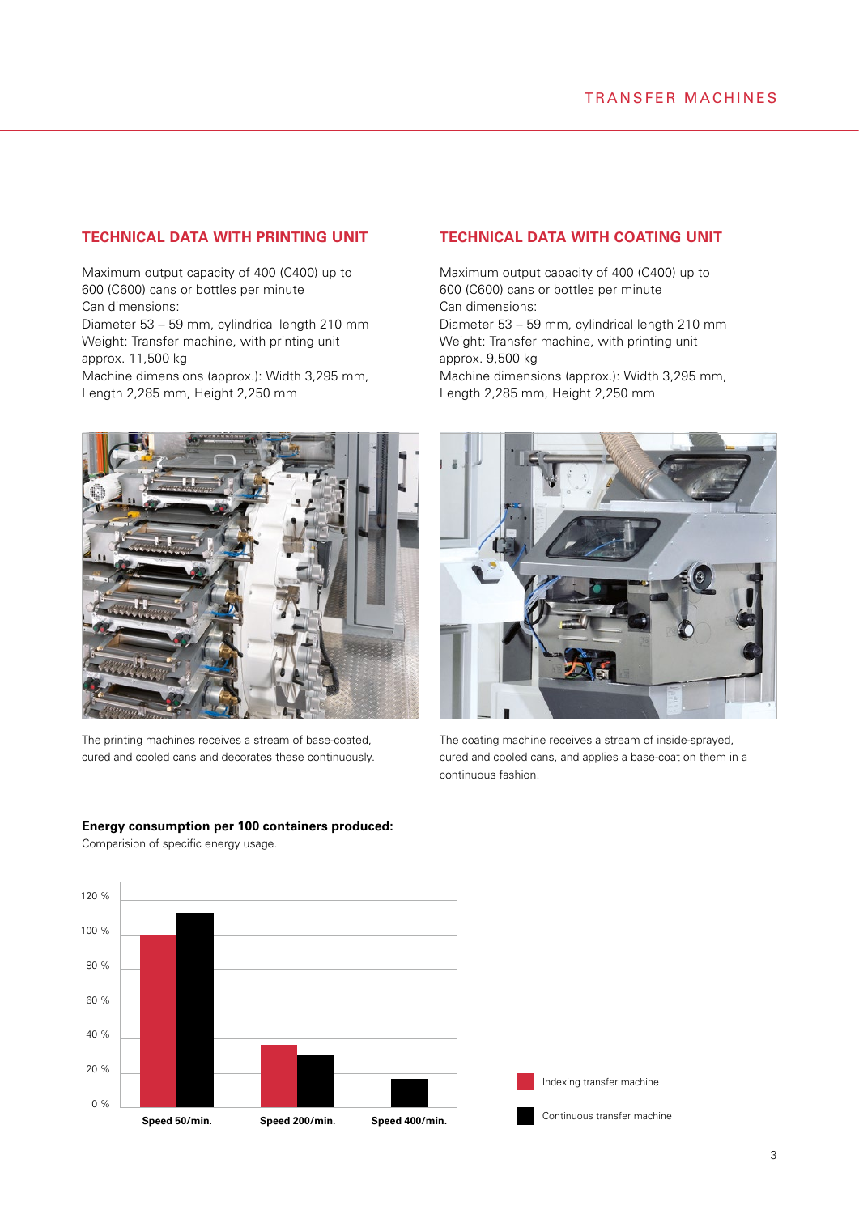## TECHNICAL DATA WITH PRINTING UNIT

Maximum output capacity of 400 (C400) up to 600 (C600) cans or bottles per minute
Can dimensions:
Diameter 53 – 59 mm, cylindrical length 210 mm
Weight: Transfer machine, with printing unit approx. 11,500 kg
Machine dimensions (approx.): Width 3,295 mm, Length 2,285 mm, Height 2,250 mm

The printing machines receives a stream of base-coated, cured and cooled cans and decorates these continuously.

## TECHNICAL DATA WITH COATING UNIT

Maximum output capacity of 400 (C400) up to 600 (C600) cans or bottles per minute
Can dimensions:
Diameter 53 – 59 mm, cylindrical length 210 mm
Weight: Transfer machine, with printing unit approx. 9,500 kg
Machine dimensions (approx.): Width 3,295 mm, Length 2,285 mm, Height 2,250 mm

The coating machine receives a stream of inside-sprayed, cured and cooled cans, and applies a base-coat on them in a continuous fashion.

**Energy consumption per 100 containers produced:**

Comparision of specific energy usage.

120 %
100 %
80 %
60 %
40 %
20 %
0 %

Speed 50/min.
Speed 200/min.
Speed 400/min.

Indexing transfer machine
Continuous transfer machine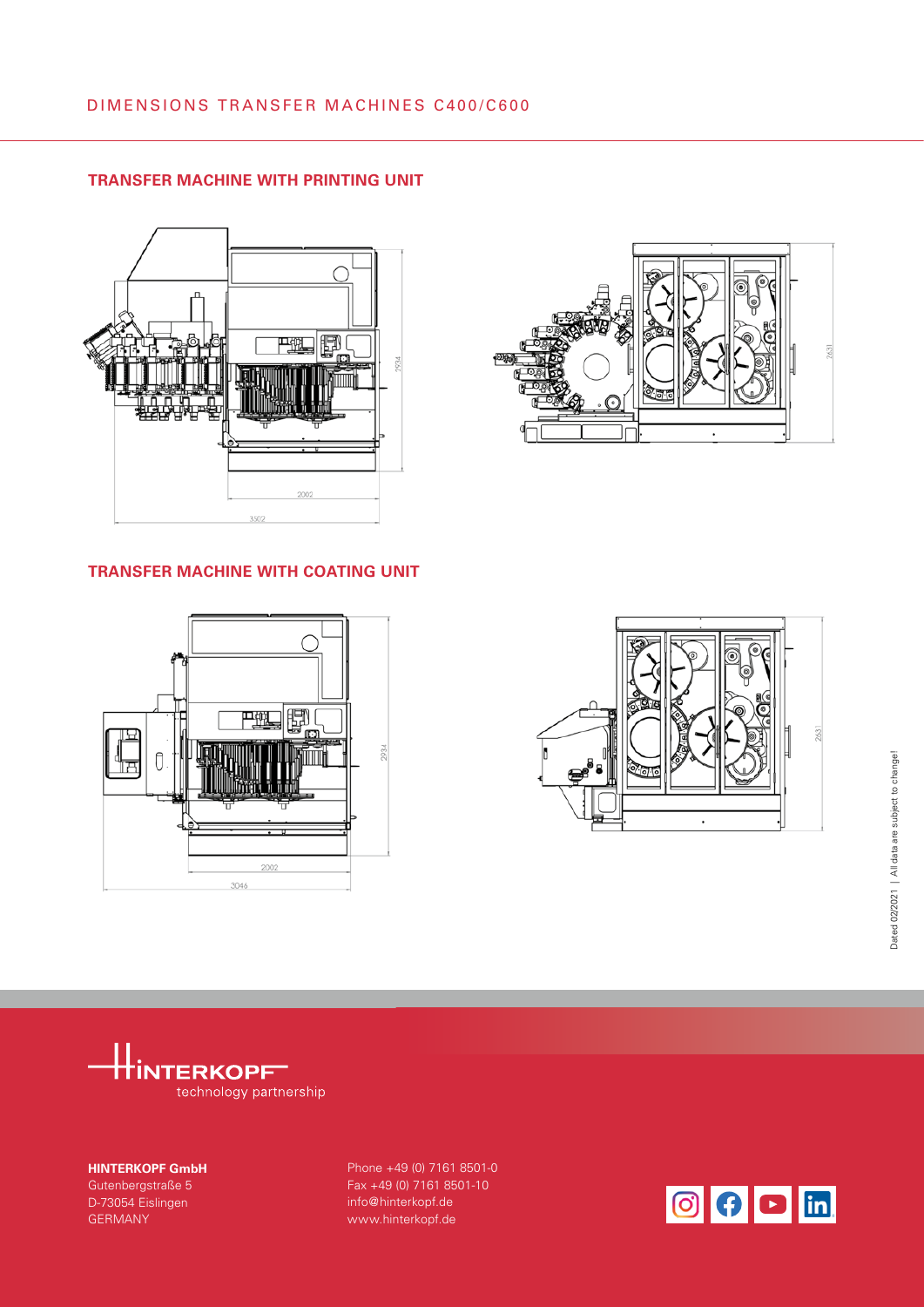# DIMENSIONS TRANSFER MACHINES C400/C600

## TRANSFER MACHINE WITH PRINTING UNIT

2934

2002

3502

2631

## TRANSFER MACHINE WITH COATING UNIT

2934

2002

3046

2631

Dated 02/2021 | All data are subject to change!

HINTERKOPF technology partnership

**HINTERKOPF GmbH**
Gutenbergstraße 5
D-73054 Eislingen
GERMANY

Phone +49 (0) 7161 8501-0
Fax +49 (0) 7161 8501-10
info@hinterkopf.de
www.hinterkopf.de